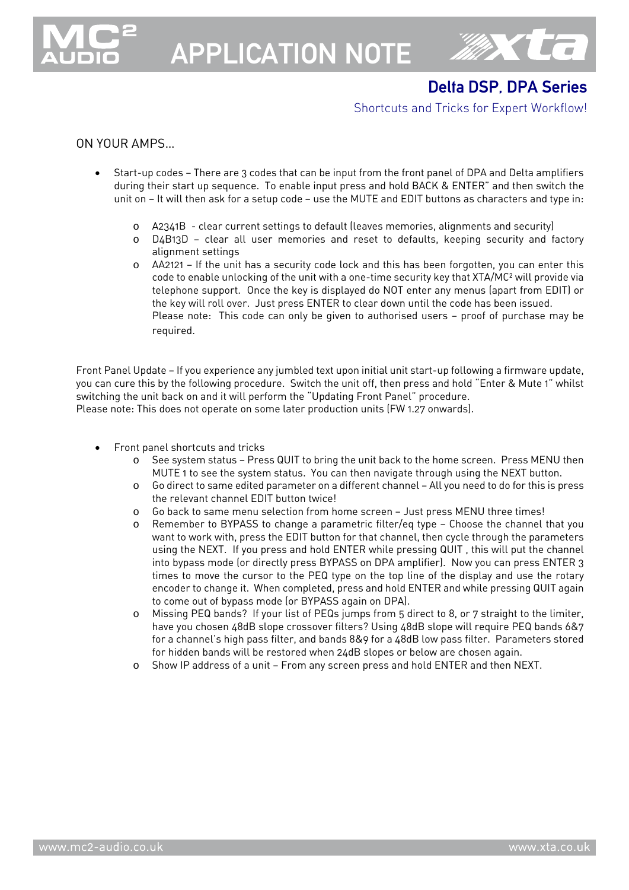# APPLICATION NOTE

## Delta DSP, DPA Series

Shortcuts and Tricks for Expert Workflow!

ON YOUR AMPS…

- Start-up codes – There are 3 codes that can be input from the front panel of DPA and Delta amplifiers during their start up sequence. To enable input press and hold BACK & ENTER" and then switch the unit on – It will then ask for a setup code – use the MUTE and EDIT buttons as characters and type in:
  - A2341B - clear current settings to default (leaves memories, alignments and security)
  - D4B13D – clear all user memories and reset to defaults, keeping security and factory alignment settings
  - AA2121 – If the unit has a security code lock and this has been forgotten, you can enter this code to enable unlocking of the unit with a one-time security key that XTA/MC² will provide via telephone support. Once the key is displayed do NOT enter any menus (apart from EDIT) or the key will roll over. Just press ENTER to clear down until the code has been issued.
    Please note: This code can only be given to authorised users – proof of purchase may be required.

Front Panel Update – If you experience any jumbled text upon initial unit start-up following a firmware update, you can cure this by the following procedure. Switch the unit off, then press and hold "Enter & Mute 1" whilst switching the unit back on and it will perform the "Updating Front Panel" procedure.
Please note: This does not operate on some later production units (FW 1.27 onwards).

- Front panel shortcuts and tricks
  - See system status – Press QUIT to bring the unit back to the home screen. Press MENU then MUTE 1 to see the system status. You can then navigate through using the NEXT button.
  - Go direct to same edited parameter on a different channel – All you need to do for this is press the relevant channel EDIT button twice!
  - Go back to same menu selection from home screen – Just press MENU three times!
  - Remember to BYPASS to change a parametric filter/eq type – Choose the channel that you want to work with, press the EDIT button for that channel, then cycle through the parameters using the NEXT. If you press and hold ENTER while pressing QUIT , this will put the channel into bypass mode (or directly press BYPASS on DPA amplifier). Now you can press ENTER 3 times to move the cursor to the PEQ type on the top line of the display and use the rotary encoder to change it. When completed, press and hold ENTER and while pressing QUIT again to come out of bypass mode (or BYPASS again on DPA).
  - Missing PEQ bands? If your list of PEQs jumps from 5 direct to 8, or 7 straight to the limiter, have you chosen 48dB slope crossover filters? Using 48dB slope will require PEQ bands 6&7 for a channel's high pass filter, and bands 8&9 for a 48dB low pass filter. Parameters stored for hidden bands will be restored when 24dB slopes or below are chosen again.
  - Show IP address of a unit – From any screen press and hold ENTER and then NEXT.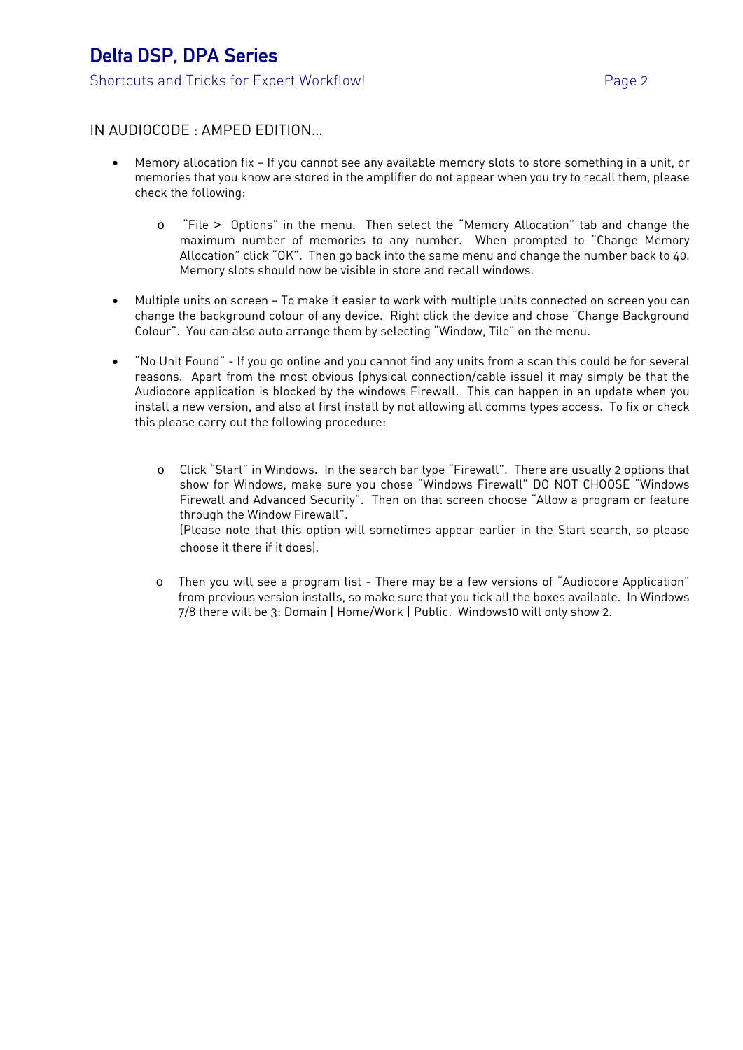## IN AUDIOCODE : AMPED EDITION…

- Memory allocation fix – If you cannot see any available memory slots to store something in a unit, or memories that you know are stored in the amplifier do not appear when you try to recall them, please check the following:
    - "File > Options" in the menu. Then select the "Memory Allocation" tab and change the maximum number of memories to any number. When prompted to "Change Memory Allocation" click "OK". Then go back into the same menu and change the number back to 40. Memory slots should now be visible in store and recall windows.

- Multiple units on screen – To make it easier to work with multiple units connected on screen you can change the background colour of any device. Right click the device and chose "Change Background Colour". You can also auto arrange them by selecting "Window, Tile" on the menu.

- "No Unit Found" - If you go online and you cannot find any units from a scan this could be for several reasons. Apart from the most obvious (physical connection/cable issue) it may simply be that the Audiocore application is blocked by the windows Firewall. This can happen in an update when you install a new version, and also at first install by not allowing all comms types access. To fix or check this please carry out the following procedure:

    - Click "Start" in Windows. In the search bar type "Firewall". There are usually 2 options that show for Windows, make sure you chose "Windows Firewall" DO NOT CHOOSE "Windows Firewall and Advanced Security". Then on that screen choose "Allow a program or feature through the Window Firewall".
      (Please note that this option will sometimes appear earlier in the Start search, so please choose it there if it does).

    - Then you will see a program list - There may be a few versions of "Audiocore Application" from previous version installs, so make sure that you tick all the boxes available. In Windows 7/8 there will be 3: Domain | Home/Work | Public. Windows10 will only show 2.